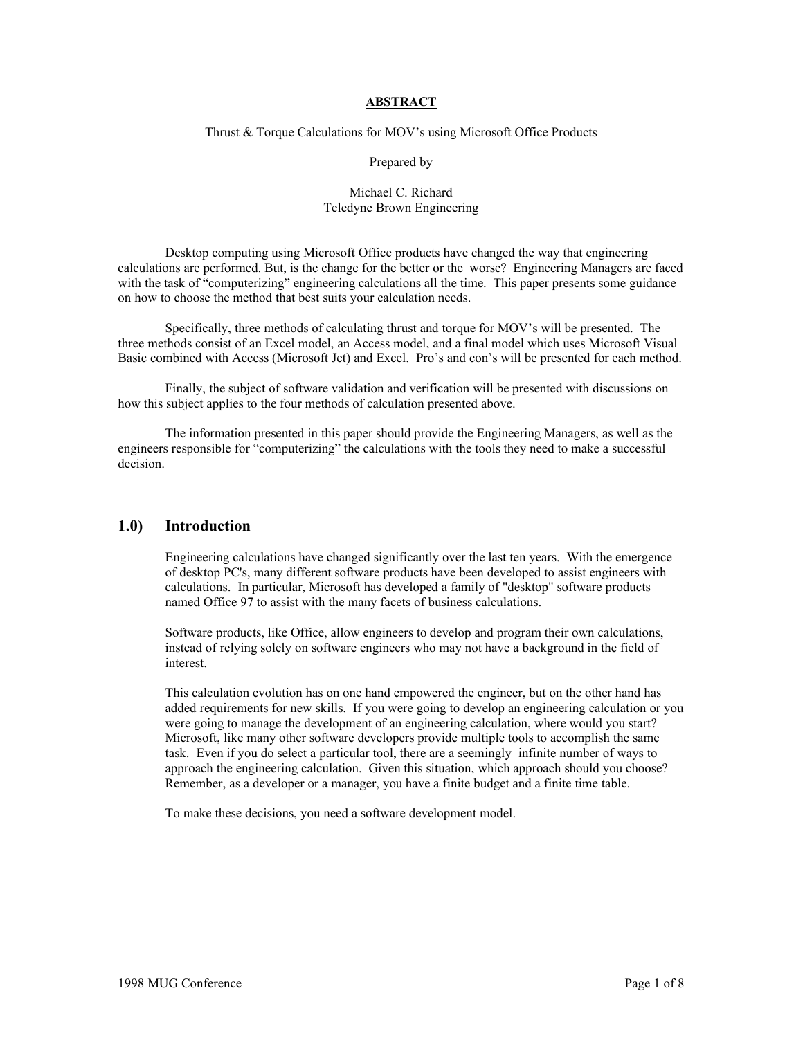## ABSTRACT

Thrust & Torque Calculations for MOV's using Microsoft Office Products

Prepared by

Michael C. Richard
Teledyne Brown Engineering

Desktop computing using Microsoft Office products have changed the way that engineering calculations are performed. But, is the change for the better or the worse? Engineering Managers are faced with the task of "computerizing" engineering calculations all the time. This paper presents some guidance on how to choose the method that best suits your calculation needs.

Specifically, three methods of calculating thrust and torque for MOV's will be presented. The three methods consist of an Excel model, an Access model, and a final model which uses Microsoft Visual Basic combined with Access (Microsoft Jet) and Excel. Pro's and con's will be presented for each method.

Finally, the subject of software validation and verification will be presented with discussions on how this subject applies to the four methods of calculation presented above.

The information presented in this paper should provide the Engineering Managers, as well as the engineers responsible for "computerizing" the calculations with the tools they need to make a successful decision.

## 1.0) Introduction

Engineering calculations have changed significantly over the last ten years. With the emergence of desktop PC's, many different software products have been developed to assist engineers with calculations. In particular, Microsoft has developed a family of "desktop" software products named Office 97 to assist with the many facets of business calculations.

Software products, like Office, allow engineers to develop and program their own calculations, instead of relying solely on software engineers who may not have a background in the field of interest.

This calculation evolution has on one hand empowered the engineer, but on the other hand has added requirements for new skills. If you were going to develop an engineering calculation or you were going to manage the development of an engineering calculation, where would you start? Microsoft, like many other software developers provide multiple tools to accomplish the same task. Even if you do select a particular tool, there are a seemingly infinite number of ways to approach the engineering calculation. Given this situation, which approach should you choose? Remember, as a developer or a manager, you have a finite budget and a finite time table.

To make these decisions, you need a software development model.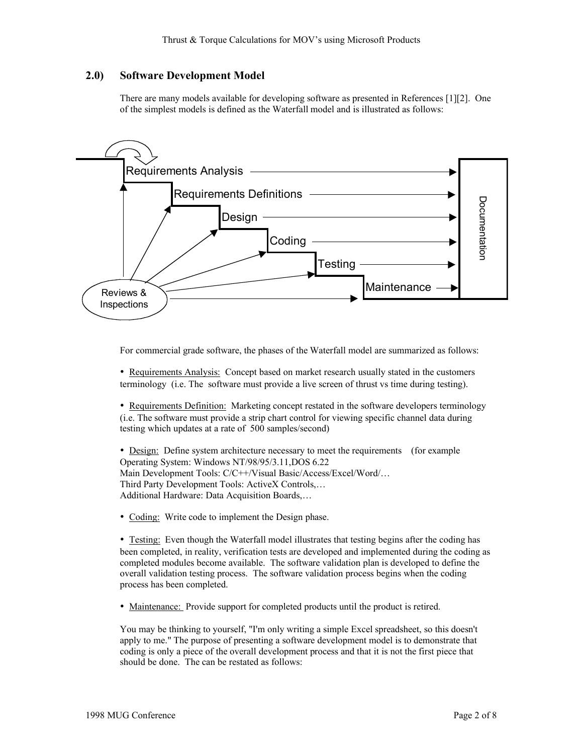## 2.0) Software Development Model

There are many models available for developing software as presented in References [1][2]. One of the simplest models is defined as the Waterfall model and is illustrated as follows:

For commercial grade software, the phases of the Waterfall model are summarized as follows:

- Requirements Analysis: Concept based on market research usually stated in the customers terminology (i.e. The software must provide a live screen of thrust vs time during testing).

- Requirements Definition: Marketing concept restated in the software developers terminology (i.e. The software must provide a strip chart control for viewing specific channel data during testing which updates at a rate of 500 samples/second)

- Design: Define system architecture necessary to meet the requirements (for example
Operating System: Windows NT/98/95/3.11,DOS 6.22
Main Development Tools: C/C++/Visual Basic/Access/Excel/Word/…
Third Party Development Tools: ActiveX Controls,…
Additional Hardware: Data Acquisition Boards,…

- Coding: Write code to implement the Design phase.

- Testing: Even though the Waterfall model illustrates that testing begins after the coding has been completed, in reality, verification tests are developed and implemented during the coding as completed modules become available. The software validation plan is developed to define the overall validation testing process. The software validation process begins when the coding process has been completed.

- Maintenance: Provide support for completed products until the product is retired.

You may be thinking to yourself, "I'm only writing a simple Excel spreadsheet, so this doesn't apply to me." The purpose of presenting a software development model is to demonstrate that coding is only a piece of the overall development process and that it is not the first piece that should be done. The can be restated as follows: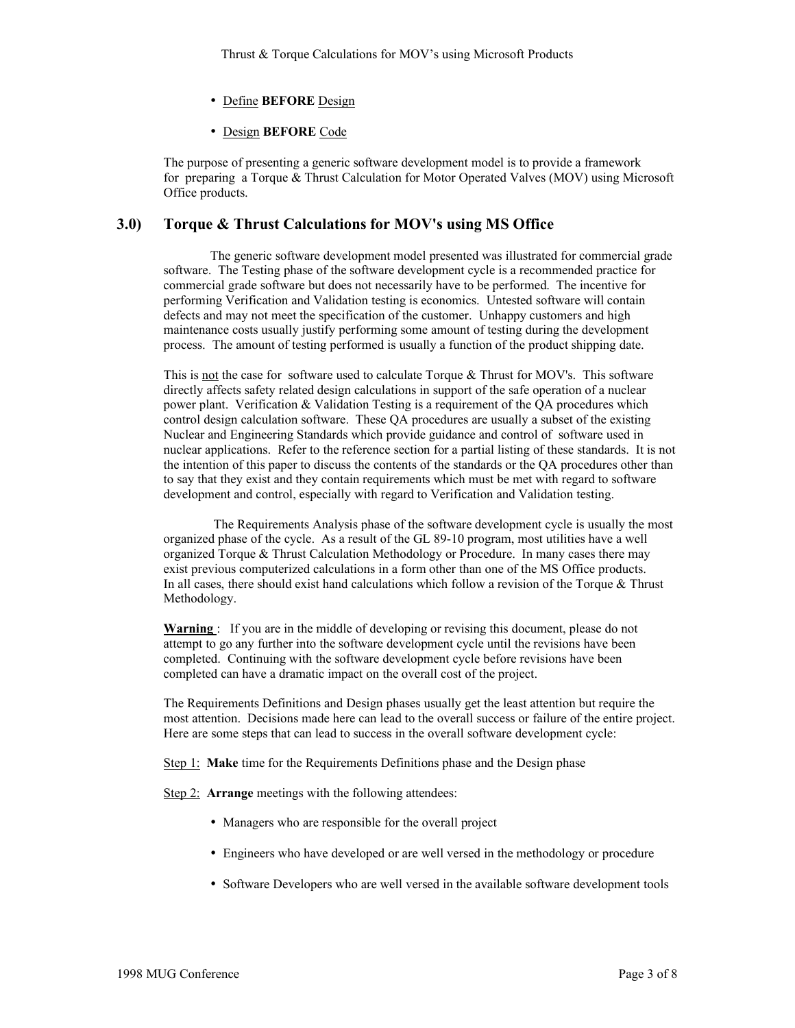- Define **BEFORE** Design
- Design **BEFORE** Code

The purpose of presenting a generic software development model is to provide a framework for preparing a Torque & Thrust Calculation for Motor Operated Valves (MOV) using Microsoft Office products.

## 3.0) Torque & Thrust Calculations for MOV's using MS Office

The generic software development model presented was illustrated for commercial grade software. The Testing phase of the software development cycle is a recommended practice for commercial grade software but does not necessarily have to be performed. The incentive for performing Verification and Validation testing is economics. Untested software will contain defects and may not meet the specification of the customer. Unhappy customers and high maintenance costs usually justify performing some amount of testing during the development process. The amount of testing performed is usually a function of the product shipping date.

This is <u>not</u> the case for software used to calculate Torque & Thrust for MOV's. This software directly affects safety related design calculations in support of the safe operation of a nuclear power plant. Verification & Validation Testing is a requirement of the QA procedures which control design calculation software. These QA procedures are usually a subset of the existing Nuclear and Engineering Standards which provide guidance and control of software used in nuclear applications. Refer to the reference section for a partial listing of these standards. It is not the intention of this paper to discuss the contents of the standards or the QA procedures other than to say that they exist and they contain requirements which must be met with regard to software development and control, especially with regard to Verification and Validation testing.

The Requirements Analysis phase of the software development cycle is usually the most organized phase of the cycle. As a result of the GL 89-10 program, most utilities have a well organized Torque & Thrust Calculation Methodology or Procedure. In many cases there may exist previous computerized calculations in a form other than one of the MS Office products. In all cases, there should exist hand calculations which follow a revision of the Torque & Thrust Methodology.

**<u>Warning</u>** : If you are in the middle of developing or revising this document, please do not attempt to go any further into the software development cycle until the revisions have been completed. Continuing with the software development cycle before revisions have been completed can have a dramatic impact on the overall cost of the project.

The Requirements Definitions and Design phases usually get the least attention but require the most attention. Decisions made here can lead to the overall success or failure of the entire project. Here are some steps that can lead to success in the overall software development cycle:

<u>Step 1:</u> **Make** time for the Requirements Definitions phase and the Design phase

<u>Step 2:</u> **Arrange** meetings with the following attendees:

- Managers who are responsible for the overall project
- Engineers who have developed or are well versed in the methodology or procedure
- Software Developers who are well versed in the available software development tools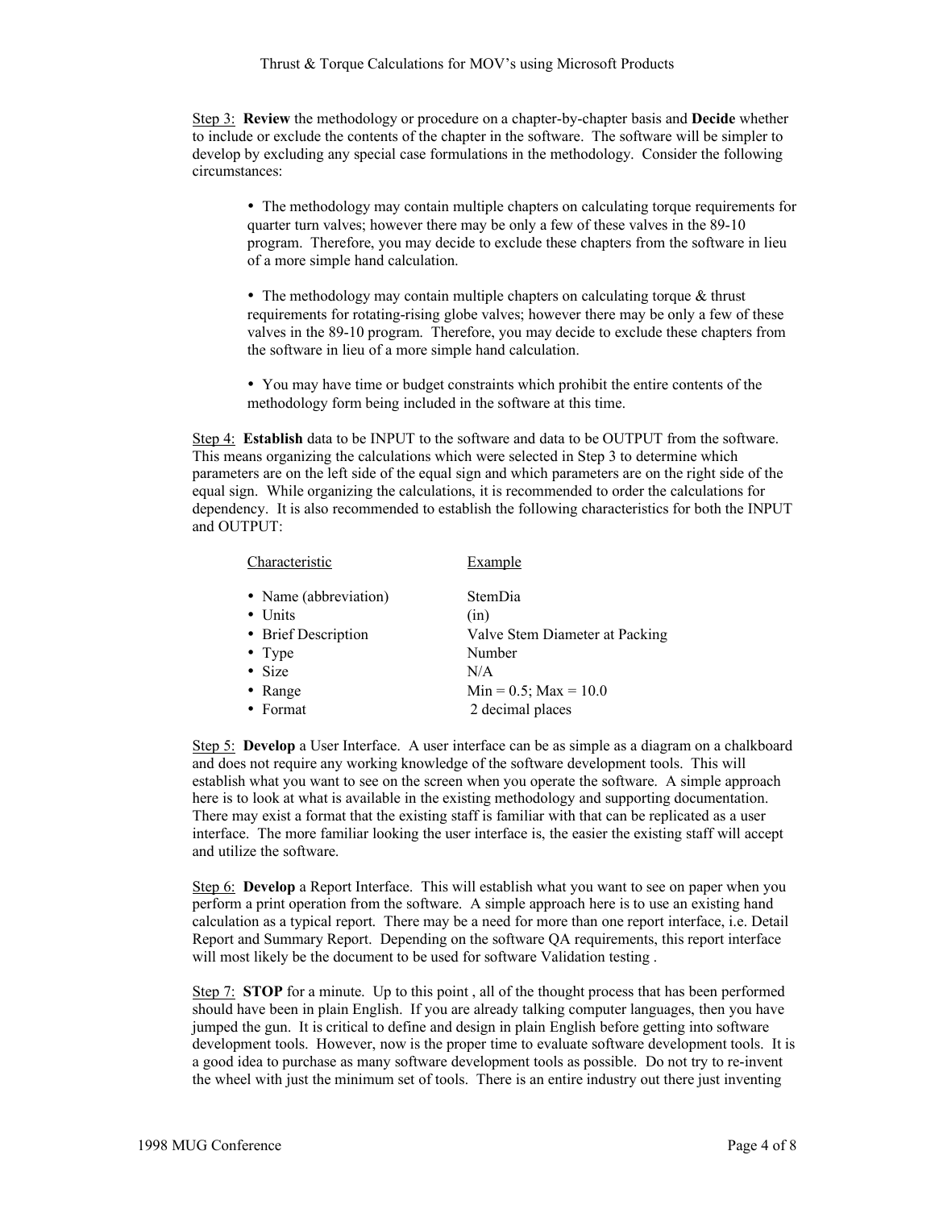Step 3: **Review** the methodology or procedure on a chapter-by-chapter basis and **Decide** whether to include or exclude the contents of the chapter in the software. The software will be simpler to develop by excluding any special case formulations in the methodology. Consider the following circumstances:

- The methodology may contain multiple chapters on calculating torque requirements for quarter turn valves; however there may be only a few of these valves in the 89-10 program. Therefore, you may decide to exclude these chapters from the software in lieu of a more simple hand calculation.

- The methodology may contain multiple chapters on calculating torque & thrust requirements for rotating-rising globe valves; however there may be only a few of these valves in the 89-10 program. Therefore, you may decide to exclude these chapters from the software in lieu of a more simple hand calculation.

- You may have time or budget constraints which prohibit the entire contents of the methodology form being included in the software at this time.

Step 4: **Establish** data to be INPUT to the software and data to be OUTPUT from the software. This means organizing the calculations which were selected in Step 3 to determine which parameters are on the left side of the equal sign and which parameters are on the right side of the equal sign. While organizing the calculations, it is recommended to order the calculations for dependency. It is also recommended to establish the following characteristics for both the INPUT and OUTPUT:

| Characteristic | Example |
| --- | --- |
| • Name (abbreviation) | StemDia |
| • Units | (in) |
| • Brief Description | Valve Stem Diameter at Packing |
| • Type | Number |
| • Size | N/A |
| • Range | Min = 0.5; Max = 10.0 |
| • Format | 2 decimal places |

Step 5: **Develop** a User Interface. A user interface can be as simple as a diagram on a chalkboard and does not require any working knowledge of the software development tools. This will establish what you want to see on the screen when you operate the software. A simple approach here is to look at what is available in the existing methodology and supporting documentation. There may exist a format that the existing staff is familiar with that can be replicated as a user interface. The more familiar looking the user interface is, the easier the existing staff will accept and utilize the software.

Step 6: **Develop** a Report Interface. This will establish what you want to see on paper when you perform a print operation from the software. A simple approach here is to use an existing hand calculation as a typical report. There may be a need for more than one report interface, i.e. Detail Report and Summary Report. Depending on the software QA requirements, this report interface will most likely be the document to be used for software Validation testing .

Step 7: **STOP** for a minute. Up to this point , all of the thought process that has been performed should have been in plain English. If you are already talking computer languages, then you have jumped the gun. It is critical to define and design in plain English before getting into software development tools. However, now is the proper time to evaluate software development tools. It is a good idea to purchase as many software development tools as possible. Do not try to re-invent the wheel with just the minimum set of tools. There is an entire industry out there just inventing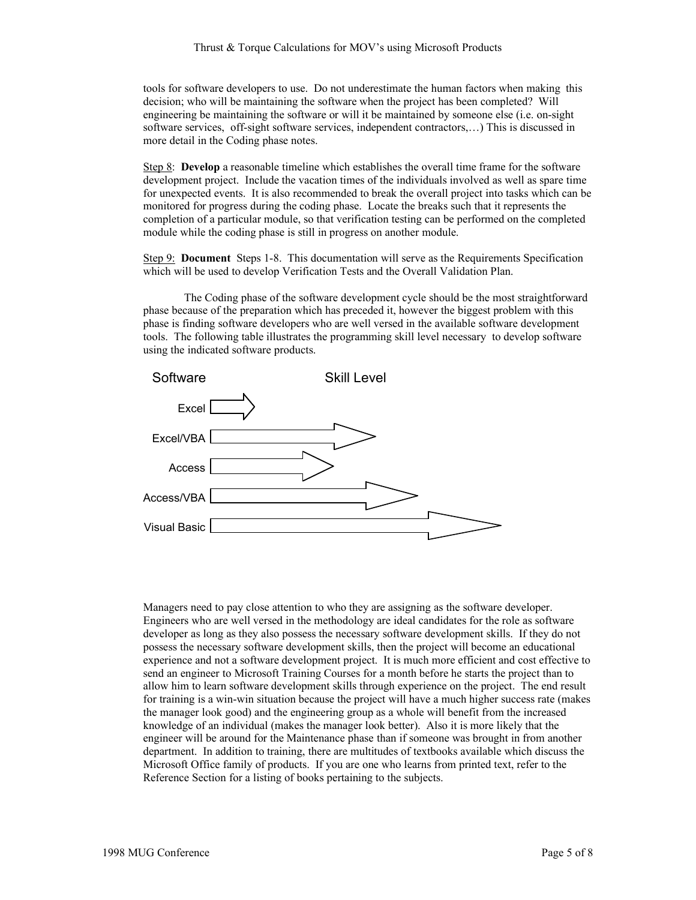tools for software developers to use. Do not underestimate the human factors when making this decision; who will be maintaining the software when the project has been completed? Will engineering be maintaining the software or will it be maintained by someone else (i.e. on-sight software services, off-sight software services, independent contractors,…) This is discussed in more detail in the Coding phase notes.

Step 8: **Develop** a reasonable timeline which establishes the overall time frame for the software development project. Include the vacation times of the individuals involved as well as spare time for unexpected events. It is also recommended to break the overall project into tasks which can be monitored for progress during the coding phase. Locate the breaks such that it represents the completion of a particular module, so that verification testing can be performed on the completed module while the coding phase is still in progress on another module.

Step 9: **Document** Steps 1-8. This documentation will serve as the Requirements Specification which will be used to develop Verification Tests and the Overall Validation Plan.

The Coding phase of the software development cycle should be the most straightforward phase because of the preparation which has preceded it, however the biggest problem with this phase is finding software developers who are well versed in the available software development tools. The following table illustrates the programming skill level necessary to develop software using the indicated software products.

| Software | Skill Level |
| --- | --- |
| Excel | |
| Excel/VBA | |
| Access | |
| Access/VBA | |
| Visual Basic | |

Managers need to pay close attention to who they are assigning as the software developer. Engineers who are well versed in the methodology are ideal candidates for the role as software developer as long as they also possess the necessary software development skills. If they do not possess the necessary software development skills, then the project will become an educational experience and not a software development project. It is much more efficient and cost effective to send an engineer to Microsoft Training Courses for a month before he starts the project than to allow him to learn software development skills through experience on the project. The end result for training is a win-win situation because the project will have a much higher success rate (makes the manager look good) and the engineering group as a whole will benefit from the increased knowledge of an individual (makes the manager look better). Also it is more likely that the engineer will be around for the Maintenance phase than if someone was brought in from another department. In addition to training, there are multitudes of textbooks available which discuss the Microsoft Office family of products. If you are one who learns from printed text, refer to the Reference Section for a listing of books pertaining to the subjects.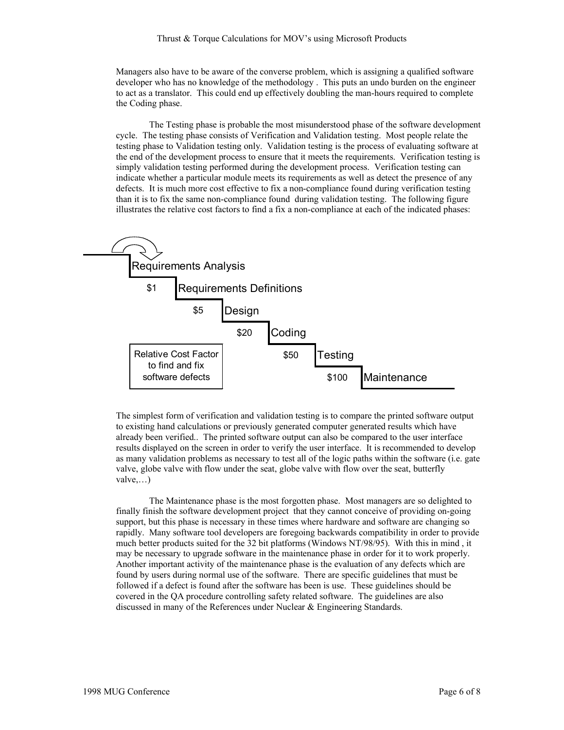Managers also have to be aware of the converse problem, which is assigning a qualified software developer who has no knowledge of the methodology . This puts an undo burden on the engineer to act as a translator. This could end up effectively doubling the man-hours required to complete the Coding phase.

The Testing phase is probable the most misunderstood phase of the software development cycle. The testing phase consists of Verification and Validation testing. Most people relate the testing phase to Validation testing only. Validation testing is the process of evaluating software at the end of the development process to ensure that it meets the requirements. Verification testing is simply validation testing performed during the development process. Verification testing can indicate whether a particular module meets its requirements as well as detect the presence of any defects. It is much more cost effective to fix a non-compliance found during verification testing than it is to fix the same non-compliance found during validation testing. The following figure illustrates the relative cost factors to find a fix a non-compliance at each of the indicated phases:

Relative Cost Factor to find and fix software defects

| Phase | Relative Cost Factor |
| --- | --- |
| Requirements Analysis | $1 |
| Requirements Definitions | $5 |
| Design | $20 |
| Coding | $50 |
| Testing | $100 |
| Maintenance | |

The simplest form of verification and validation testing is to compare the printed software output to existing hand calculations or previously generated computer generated results which have already been verified.. The printed software output can also be compared to the user interface results displayed on the screen in order to verify the user interface. It is recommended to develop as many validation problems as necessary to test all of the logic paths within the software (i.e. gate valve, globe valve with flow under the seat, globe valve with flow over the seat, butterfly valve,…)

The Maintenance phase is the most forgotten phase. Most managers are so delighted to finally finish the software development project that they cannot conceive of providing on-going support, but this phase is necessary in these times where hardware and software are changing so rapidly. Many software tool developers are foregoing backwards compatibility in order to provide much better products suited for the 32 bit platforms (Windows NT/98/95). With this in mind , it may be necessary to upgrade software in the maintenance phase in order for it to work properly. Another important activity of the maintenance phase is the evaluation of any defects which are found by users during normal use of the software. There are specific guidelines that must be followed if a defect is found after the software has been is use. These guidelines should be covered in the QA procedure controlling safety related software. The guidelines are also discussed in many of the References under Nuclear & Engineering Standards.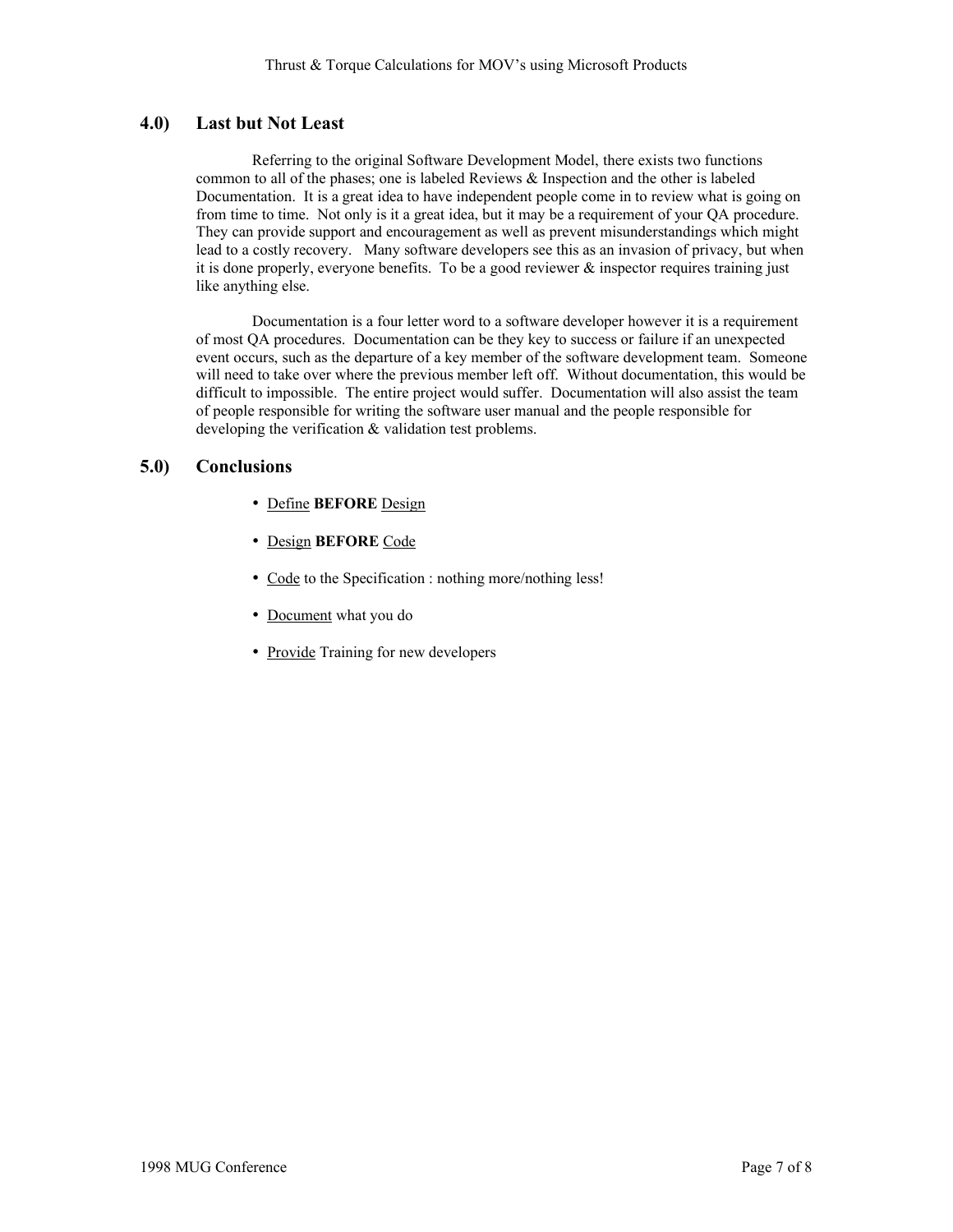## 4.0) Last but Not Least

Referring to the original Software Development Model, there exists two functions common to all of the phases; one is labeled Reviews & Inspection and the other is labeled Documentation. It is a great idea to have independent people come in to review what is going on from time to time. Not only is it a great idea, but it may be a requirement of your QA procedure. They can provide support and encouragement as well as prevent misunderstandings which might lead to a costly recovery. Many software developers see this as an invasion of privacy, but when it is done properly, everyone benefits. To be a good reviewer & inspector requires training just like anything else.

Documentation is a four letter word to a software developer however it is a requirement of most QA procedures. Documentation can be they key to success or failure if an unexpected event occurs, such as the departure of a key member of the software development team. Someone will need to take over where the previous member left off. Without documentation, this would be difficult to impossible. The entire project would suffer. Documentation will also assist the team of people responsible for writing the software user manual and the people responsible for developing the verification & validation test problems.

## 5.0) Conclusions

- <u>Define</u> **BEFORE** <u>Design</u>
- <u>Design</u> **BEFORE** <u>Code</u>
- <u>Code</u> to the Specification : nothing more/nothing less!
- <u>Document</u> what you do
- <u>Provide</u> Training for new developers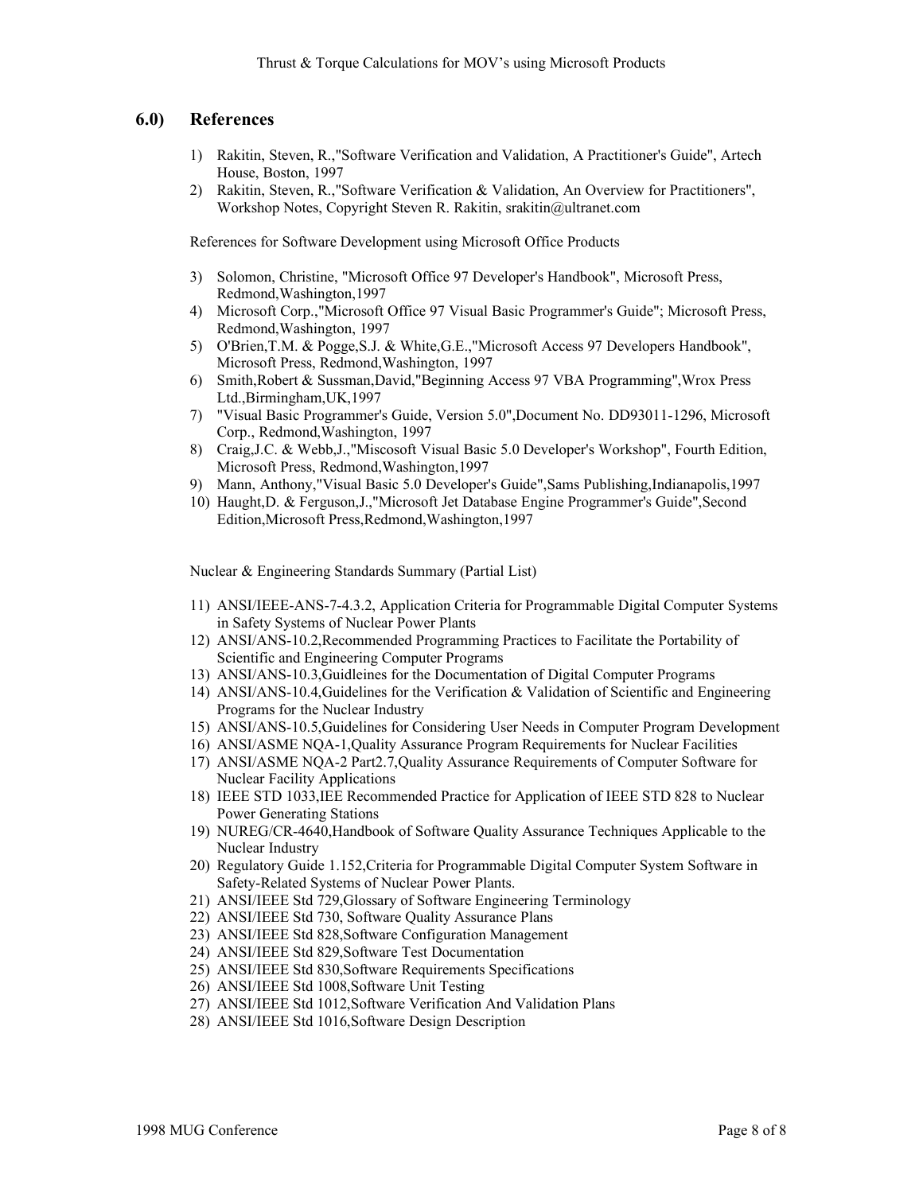## 6.0) References

1) Rakitin, Steven, R.,"Software Verification and Validation, A Practitioner's Guide", Artech House, Boston, 1997
2) Rakitin, Steven, R.,"Software Verification & Validation, An Overview for Practitioners", Workshop Notes, Copyright Steven R. Rakitin, srakitin@ultranet.com

References for Software Development using Microsoft Office Products

3) Solomon, Christine, "Microsoft Office 97 Developer's Handbook", Microsoft Press, Redmond,Washington,1997
4) Microsoft Corp.,"Microsoft Office 97 Visual Basic Programmer's Guide"; Microsoft Press, Redmond,Washington, 1997
5) O'Brien,T.M. & Pogge,S.J. & White,G.E.,"Microsoft Access 97 Developers Handbook", Microsoft Press, Redmond,Washington, 1997
6) Smith,Robert & Sussman,David,"Beginning Access 97 VBA Programming",Wrox Press Ltd.,Birmingham,UK,1997
7) "Visual Basic Programmer's Guide, Version 5.0",Document No. DD93011-1296, Microsoft Corp., Redmond,Washington, 1997
8) Craig,J.C. & Webb,J.,"Miscosoft Visual Basic 5.0 Developer's Workshop", Fourth Edition, Microsoft Press, Redmond,Washington,1997
9) Mann, Anthony,"Visual Basic 5.0 Developer's Guide",Sams Publishing,Indianapolis,1997
10) Haught,D. & Ferguson,J.,"Microsoft Jet Database Engine Programmer's Guide",Second Edition,Microsoft Press,Redmond,Washington,1997

Nuclear & Engineering Standards Summary (Partial List)

11) ANSI/IEEE-ANS-7-4.3.2, Application Criteria for Programmable Digital Computer Systems in Safety Systems of Nuclear Power Plants
12) ANSI/ANS-10.2,Recommended Programming Practices to Facilitate the Portability of Scientific and Engineering Computer Programs
13) ANSI/ANS-10.3,Guidleines for the Documentation of Digital Computer Programs
14) ANSI/ANS-10.4,Guidelines for the Verification & Validation of Scientific and Engineering Programs for the Nuclear Industry
15) ANSI/ANS-10.5,Guidelines for Considering User Needs in Computer Program Development
16) ANSI/ASME NQA-1,Quality Assurance Program Requirements for Nuclear Facilities
17) ANSI/ASME NQA-2 Part2.7,Quality Assurance Requirements of Computer Software for Nuclear Facility Applications
18) IEEE STD 1033,IEE Recommended Practice for Application of IEEE STD 828 to Nuclear Power Generating Stations
19) NUREG/CR-4640,Handbook of Software Quality Assurance Techniques Applicable to the Nuclear Industry
20) Regulatory Guide 1.152,Criteria for Programmable Digital Computer System Software in Safety-Related Systems of Nuclear Power Plants.
21) ANSI/IEEE Std 729,Glossary of Software Engineering Terminology
22) ANSI/IEEE Std 730, Software Quality Assurance Plans
23) ANSI/IEEE Std 828,Software Configuration Management
24) ANSI/IEEE Std 829,Software Test Documentation
25) ANSI/IEEE Std 830,Software Requirements Specifications
26) ANSI/IEEE Std 1008,Software Unit Testing
27) ANSI/IEEE Std 1012,Software Verification And Validation Plans
28) ANSI/IEEE Std 1016,Software Design Description